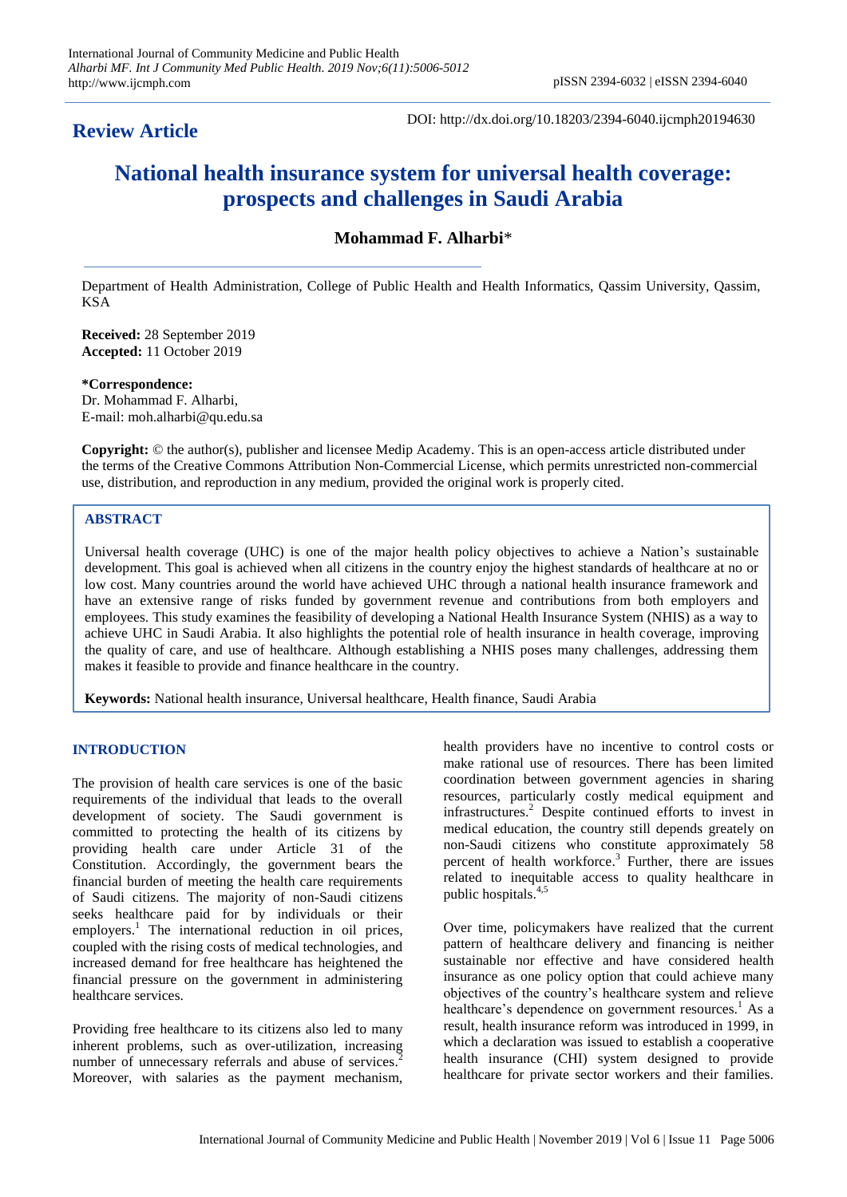**Review Article**

DOI: http://dx.doi.org/10.18203/2394-6040.ijcmph20194630

# National health insurance system for universal health coverage: prospects and challenges in Saudi Arabia

**Mohammad F. Alharbi***

Department of Health Administration, College of Public Health and Health Informatics, Qassim University, Qassim, KSA

**Received:** 28 September 2019
**Accepted:** 11 October 2019

***Correspondence:**
Dr. Mohammad F. Alharbi,
E-mail: moh.alharbi@qu.edu.sa

**Copyright:** © the author(s), publisher and licensee Medip Academy. This is an open-access article distributed under the terms of the Creative Commons Attribution Non-Commercial License, which permits unrestricted non-commercial use, distribution, and reproduction in any medium, provided the original work is properly cited.

## ABSTRACT

Universal health coverage (UHC) is one of the major health policy objectives to achieve a Nation's sustainable development. This goal is achieved when all citizens in the country enjoy the highest standards of healthcare at no or low cost. Many countries around the world have achieved UHC through a national health insurance framework and have an extensive range of risks funded by government revenue and contributions from both employers and employees. This study examines the feasibility of developing a National Health Insurance System (NHIS) as a way to achieve UHC in Saudi Arabia. It also highlights the potential role of health insurance in health coverage, improving the quality of care, and use of healthcare. Although establishing a NHIS poses many challenges, addressing them makes it feasible to provide and finance healthcare in the country.

**Keywords:** National health insurance, Universal healthcare, Health finance, Saudi Arabia

## INTRODUCTION

The provision of health care services is one of the basic requirements of the individual that leads to the overall development of society. The Saudi government is committed to protecting the health of its citizens by providing health care under Article 31 of the Constitution. Accordingly, the government bears the financial burden of meeting the health care requirements of Saudi citizens. The majority of non-Saudi citizens seeks healthcare paid for by individuals or their employers.[1] The international reduction in oil prices, coupled with the rising costs of medical technologies, and increased demand for free healthcare has heightened the financial pressure on the government in administering healthcare services.

Providing free healthcare to its citizens also led to many inherent problems, such as over-utilization, increasing number of unnecessary referrals and abuse of services.[2] Moreover, with salaries as the payment mechanism, health providers have no incentive to control costs or make rational use of resources. There has been limited coordination between government agencies in sharing resources, particularly costly medical equipment and infrastructures.[2] Despite continued efforts to invest in medical education, the country still depends greatly on non-Saudi citizens who constitute approximately 58 percent of health workforce.[3] Further, there are issues related to inequitable access to quality healthcare in public hospitals.[4,5]

Over time, policymakers have realized that the current pattern of healthcare delivery and financing is neither sustainable nor effective and have considered health insurance as one policy option that could achieve many objectives of the country's healthcare system and relieve healthcare's dependence on government resources.[1] As a result, health insurance reform was introduced in 1999, in which a declaration was issued to establish a cooperative health insurance (CHI) system designed to provide healthcare for private sector workers and their families.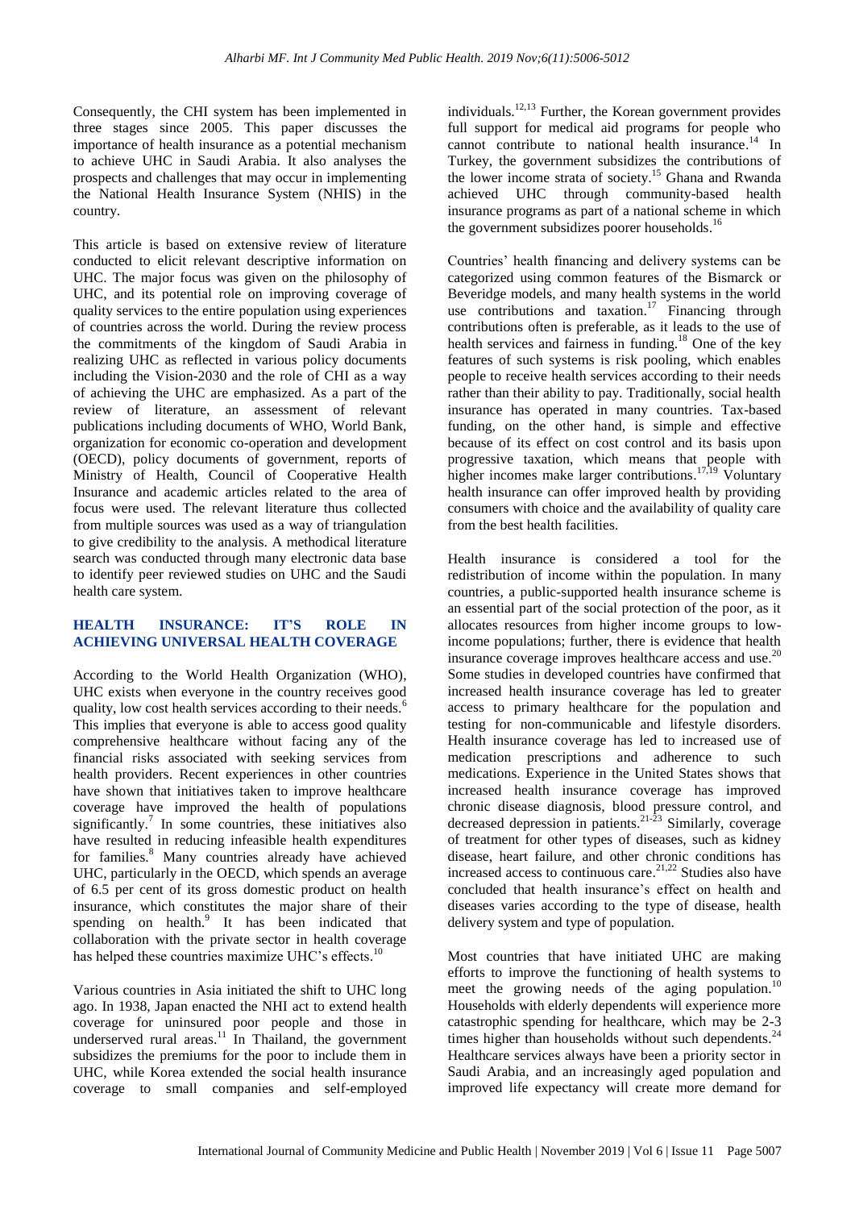Consequently, the CHI system has been implemented in three stages since 2005. This paper discusses the importance of health insurance as a potential mechanism to achieve UHC in Saudi Arabia. It also analyses the prospects and challenges that may occur in implementing the National Health Insurance System (NHIS) in the country.

This article is based on extensive review of literature conducted to elicit relevant descriptive information on UHC. The major focus was given on the philosophy of UHC, and its potential role on improving coverage of quality services to the entire population using experiences of countries across the world. During the review process the commitments of the kingdom of Saudi Arabia in realizing UHC as reflected in various policy documents including the Vision-2030 and the role of CHI as a way of achieving the UHC are emphasized. As a part of the review of literature, an assessment of relevant publications including documents of WHO, World Bank, organization for economic co-operation and development (OECD), policy documents of government, reports of Ministry of Health, Council of Cooperative Health Insurance and academic articles related to the area of focus were used. The relevant literature thus collected from multiple sources was used as a way of triangulation to give credibility to the analysis. A methodical literature search was conducted through many electronic data base to identify peer reviewed studies on UHC and the Saudi health care system.

## HEALTH INSURANCE: IT'S ROLE IN ACHIEVING UNIVERSAL HEALTH COVERAGE

According to the World Health Organization (WHO), UHC exists when everyone in the country receives good quality, low cost health services according to their needs.[6] This implies that everyone is able to access good quality comprehensive healthcare without facing any of the financial risks associated with seeking services from health providers. Recent experiences in other countries have shown that initiatives taken to improve healthcare coverage have improved the health of populations significantly.[7] In some countries, these initiatives also have resulted in reducing infeasible health expenditures for families.[8] Many countries already have achieved UHC, particularly in the OECD, which spends an average of 6.5 per cent of its gross domestic product on health insurance, which constitutes the major share of their spending on health.[9] It has been indicated that collaboration with the private sector in health coverage has helped these countries maximize UHC's effects.[10]

Various countries in Asia initiated the shift to UHC long ago. In 1938, Japan enacted the NHI act to extend health coverage for uninsured poor people and those in underserved rural areas.[11] In Thailand, the government subsidizes the premiums for the poor to include them in UHC, while Korea extended the social health insurance coverage to small companies and self-employed individuals.[12,13] Further, the Korean government provides full support for medical aid programs for people who cannot contribute to national health insurance.[14] In Turkey, the government subsidizes the contributions of the lower income strata of society.[15] Ghana and Rwanda achieved UHC through community-based health insurance programs as part of a national scheme in which the government subsidizes poorer households.[16]

Countries' health financing and delivery systems can be categorized using common features of the Bismarck or Beveridge models, and many health systems in the world use contributions and taxation.[17] Financing through contributions often is preferable, as it leads to the use of health services and fairness in funding.[18] One of the key features of such systems is risk pooling, which enables people to receive health services according to their needs rather than their ability to pay. Traditionally, social health insurance has operated in many countries. Tax-based funding, on the other hand, is simple and effective because of its effect on cost control and its basis upon progressive taxation, which means that people with higher incomes make larger contributions.[17,19] Voluntary health insurance can offer improved health by providing consumers with choice and the availability of quality care from the best health facilities.

Health insurance is considered a tool for the redistribution of income within the population. In many countries, a public-supported health insurance scheme is an essential part of the social protection of the poor, as it allocates resources from higher income groups to low-income populations; further, there is evidence that health insurance coverage improves healthcare access and use.[20] Some studies in developed countries have confirmed that increased health insurance coverage has led to greater access to primary healthcare for the population and testing for non-communicable and lifestyle disorders. Health insurance coverage has led to increased use of medication prescriptions and adherence to such medications. Experience in the United States shows that increased health insurance coverage has improved chronic disease diagnosis, blood pressure control, and decreased depression in patients.[21-23] Similarly, coverage of treatment for other types of diseases, such as kidney disease, heart failure, and other chronic conditions has increased access to continuous care.[21,22] Studies also have concluded that health insurance's effect on health and diseases varies according to the type of disease, health delivery system and type of population.

Most countries that have initiated UHC are making efforts to improve the functioning of health systems to meet the growing needs of the aging population.[10] Households with elderly dependents will experience more catastrophic spending for healthcare, which may be 2-3 times higher than households without such dependents.[24] Healthcare services always have been a priority sector in Saudi Arabia, and an increasingly aged population and improved life expectancy will create more demand for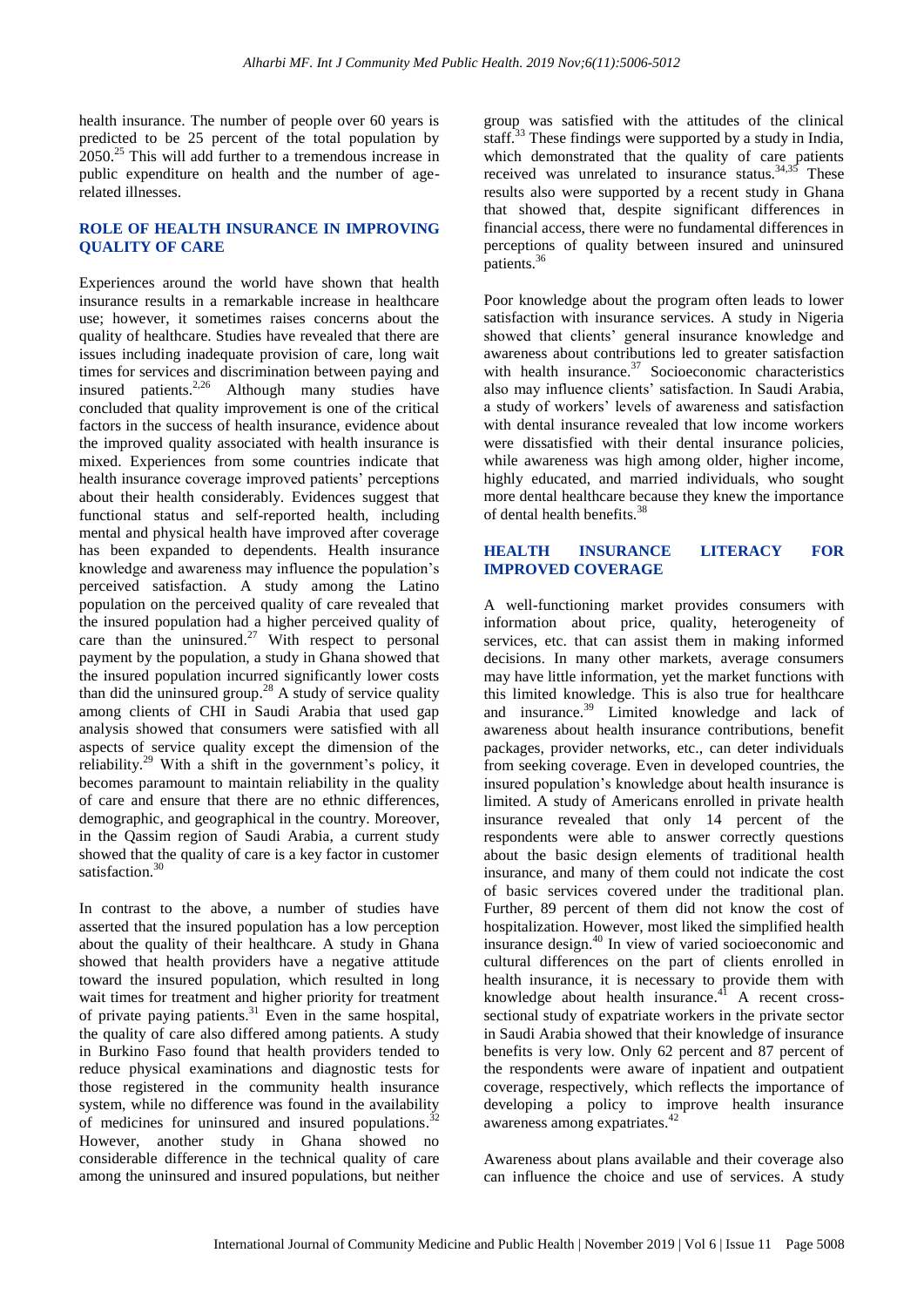health insurance. The number of people over 60 years is predicted to be 25 percent of the total population by 2050.[25] This will add further to a tremendous increase in public expenditure on health and the number of age-related illnesses.

## ROLE OF HEALTH INSURANCE IN IMPROVING QUALITY OF CARE

Experiences around the world have shown that health insurance results in a remarkable increase in healthcare use; however, it sometimes raises concerns about the quality of healthcare. Studies have revealed that there are issues including inadequate provision of care, long wait times for services and discrimination between paying and insured patients.[2,26] Although many studies have concluded that quality improvement is one of the critical factors in the success of health insurance, evidence about the improved quality associated with health insurance is mixed. Experiences from some countries indicate that health insurance coverage improved patients' perceptions about their health considerably. Evidences suggest that functional status and self-reported health, including mental and physical health have improved after coverage has been expanded to dependents. Health insurance knowledge and awareness may influence the population's perceived satisfaction. A study among the Latino population on the perceived quality of care revealed that the insured population had a higher perceived quality of care than the uninsured.[27] With respect to personal payment by the population, a study in Ghana showed that the insured population incurred significantly lower costs than did the uninsured group.[28] A study of service quality among clients of CHI in Saudi Arabia that used gap analysis showed that consumers were satisfied with all aspects of service quality except the dimension of the reliability.[29] With a shift in the government's policy, it becomes paramount to maintain reliability in the quality of care and ensure that there are no ethnic differences, demographic, and geographical in the country. Moreover, in the Qassim region of Saudi Arabia, a current study showed that the quality of care is a key factor in customer satisfaction.[30]

In contrast to the above, a number of studies have asserted that the insured population has a low perception about the quality of their healthcare. A study in Ghana showed that health providers have a negative attitude toward the insured population, which resulted in long wait times for treatment and higher priority for treatment of private paying patients.[31] Even in the same hospital, the quality of care also differed among patients. A study in Burkino Faso found that health providers tended to reduce physical examinations and diagnostic tests for those registered in the community health insurance system, while no difference was found in the availability of medicines for uninsured and insured populations.[32] However, another study in Ghana showed no considerable difference in the technical quality of care among the uninsured and insured populations, but neither group was satisfied with the attitudes of the clinical staff.[33] These findings were supported by a study in India, which demonstrated that the quality of care patients received was unrelated to insurance status.[34,35] These results also were supported by a recent study in Ghana that showed that, despite significant differences in financial access, there were no fundamental differences in perceptions of quality between insured and uninsured patients.[36]

Poor knowledge about the program often leads to lower satisfaction with insurance services. A study in Nigeria showed that clients' general insurance knowledge and awareness about contributions led to greater satisfaction with health insurance.[37] Socioeconomic characteristics also may influence clients' satisfaction. In Saudi Arabia, a study of workers' levels of awareness and satisfaction with dental insurance revealed that low income workers were dissatisfied with their dental insurance policies, while awareness was high among older, higher income, highly educated, and married individuals, who sought more dental healthcare because they knew the importance of dental health benefits.[38]

## HEALTH INSURANCE LITERACY FOR IMPROVED COVERAGE

A well-functioning market provides consumers with information about price, quality, heterogeneity of services, etc. that can assist them in making informed decisions. In many other markets, average consumers may have little information, yet the market functions with this limited knowledge. This is also true for healthcare and insurance.[39] Limited knowledge and lack of awareness about health insurance contributions, benefit packages, provider networks, etc., can deter individuals from seeking coverage. Even in developed countries, the insured population's knowledge about health insurance is limited. A study of Americans enrolled in private health insurance revealed that only 14 percent of the respondents were able to answer correctly questions about the basic design elements of traditional health insurance, and many of them could not indicate the cost of basic services covered under the traditional plan. Further, 89 percent of them did not know the cost of hospitalization. However, most liked the simplified health insurance design.[40] In view of varied socioeconomic and cultural differences on the part of clients enrolled in health insurance, it is necessary to provide them with knowledge about health insurance.[41] A recent cross-sectional study of expatriate workers in the private sector in Saudi Arabia showed that their knowledge of insurance benefits is very low. Only 62 percent and 87 percent of the respondents were aware of inpatient and outpatient coverage, respectively, which reflects the importance of developing a policy to improve health insurance awareness among expatriates.[42]

Awareness about plans available and their coverage also can influence the choice and use of services. A study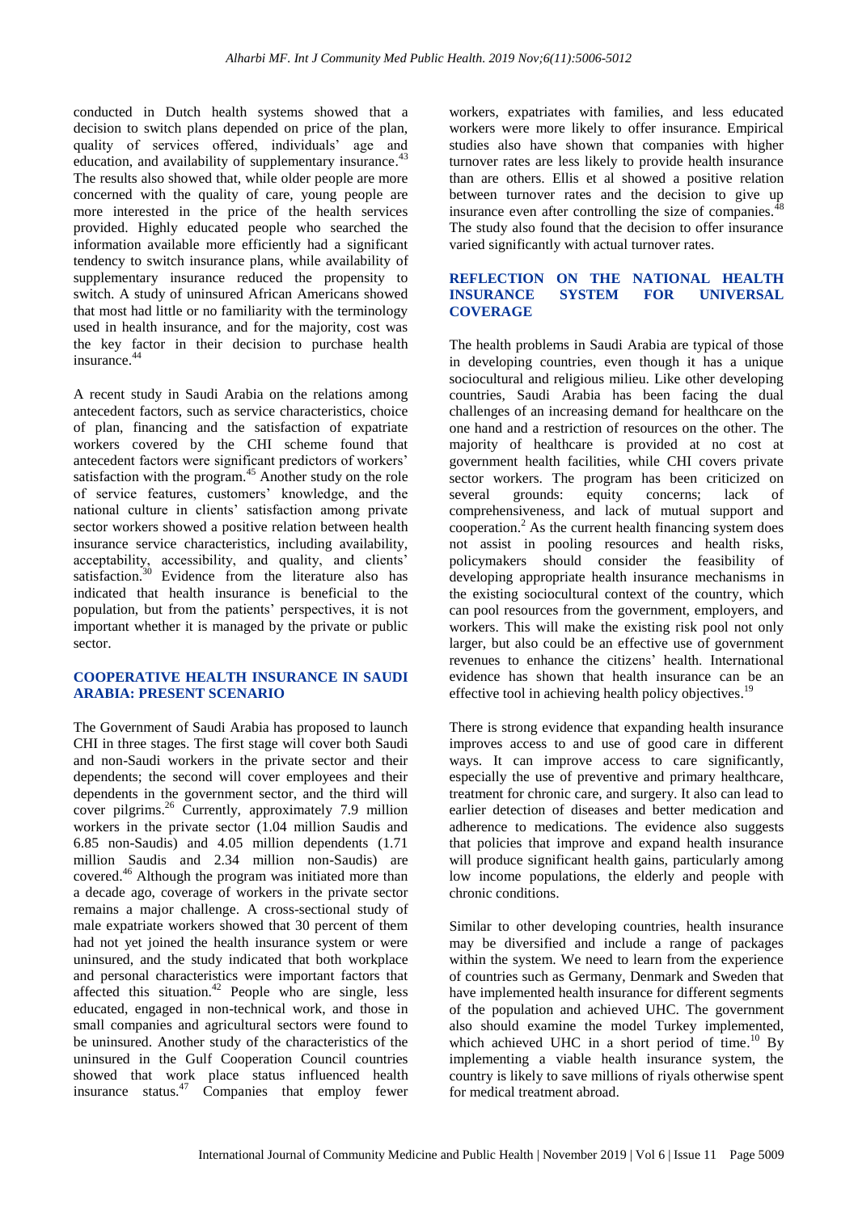conducted in Dutch health systems showed that a decision to switch plans depended on price of the plan, quality of services offered, individuals' age and education, and availability of supplementary insurance.[43] The results also showed that, while older people are more concerned with the quality of care, young people are more interested in the price of the health services provided. Highly educated people who searched the information available more efficiently had a significant tendency to switch insurance plans, while availability of supplementary insurance reduced the propensity to switch. A study of uninsured African Americans showed that most had little or no familiarity with the terminology used in health insurance, and for the majority, cost was the key factor in their decision to purchase health insurance.[44]

A recent study in Saudi Arabia on the relations among antecedent factors, such as service characteristics, choice of plan, financing and the satisfaction of expatriate workers covered by the CHI scheme found that antecedent factors were significant predictors of workers' satisfaction with the program.[45] Another study on the role of service features, customers' knowledge, and the national culture in clients' satisfaction among private sector workers showed a positive relation between health insurance service characteristics, including availability, acceptability, accessibility, and quality, and clients' satisfaction.[30] Evidence from the literature also has indicated that health insurance is beneficial to the population, but from the patients' perspectives, it is not important whether it is managed by the private or public sector.

## COOPERATIVE HEALTH INSURANCE IN SAUDI ARABIA: PRESENT SCENARIO

The Government of Saudi Arabia has proposed to launch CHI in three stages. The first stage will cover both Saudi and non-Saudi workers in the private sector and their dependents; the second will cover employees and their dependents in the government sector, and the third will cover pilgrims.[26] Currently, approximately 7.9 million workers in the private sector (1.04 million Saudis and 6.85 non-Saudis) and 4.05 million dependents (1.71 million Saudis and 2.34 million non-Saudis) are covered.[46] Although the program was initiated more than a decade ago, coverage of workers in the private sector remains a major challenge. A cross-sectional study of male expatriate workers showed that 30 percent of them had not yet joined the health insurance system or were uninsured, and the study indicated that both workplace and personal characteristics were important factors that affected this situation.[42] People who are single, less educated, engaged in non-technical work, and those in small companies and agricultural sectors were found to be uninsured. Another study of the characteristics of the uninsured in the Gulf Cooperation Council countries showed that work place status influenced health insurance status.[47] Companies that employ fewer workers, expatriates with families, and less educated workers were more likely to offer insurance. Empirical studies also have shown that companies with higher turnover rates are less likely to provide health insurance than are others. Ellis et al showed a positive relation between turnover rates and the decision to give up insurance even after controlling the size of companies.[48] The study also found that the decision to offer insurance varied significantly with actual turnover rates.

## REFLECTION ON THE NATIONAL HEALTH INSURANCE SYSTEM FOR UNIVERSAL COVERAGE

The health problems in Saudi Arabia are typical of those in developing countries, even though it has a unique sociocultural and religious milieu. Like other developing countries, Saudi Arabia has been facing the dual challenges of an increasing demand for healthcare on the one hand and a restriction of resources on the other. The majority of healthcare is provided at no cost at government health facilities, while CHI covers private sector workers. The program has been criticized on several grounds: equity concerns; lack of comprehensiveness, and lack of mutual support and cooperation.[2] As the current health financing system does not assist in pooling resources and health risks, policymakers should consider the feasibility of developing appropriate health insurance mechanisms in the existing sociocultural context of the country, which can pool resources from the government, employers, and workers. This will make the existing risk pool not only larger, but also could be an effective use of government revenues to enhance the citizens' health. International evidence has shown that health insurance can be an effective tool in achieving health policy objectives.[19]

There is strong evidence that expanding health insurance improves access to and use of good care in different ways. It can improve access to care significantly, especially the use of preventive and primary healthcare, treatment for chronic care, and surgery. It also can lead to earlier detection of diseases and better medication and adherence to medications. The evidence also suggests that policies that improve and expand health insurance will produce significant health gains, particularly among low income populations, the elderly and people with chronic conditions.

Similar to other developing countries, health insurance may be diversified and include a range of packages within the system. We need to learn from the experience of countries such as Germany, Denmark and Sweden that have implemented health insurance for different segments of the population and achieved UHC. The government also should examine the model Turkey implemented, which achieved UHC in a short period of time.[10] By implementing a viable health insurance system, the country is likely to save millions of riyals otherwise spent for medical treatment abroad.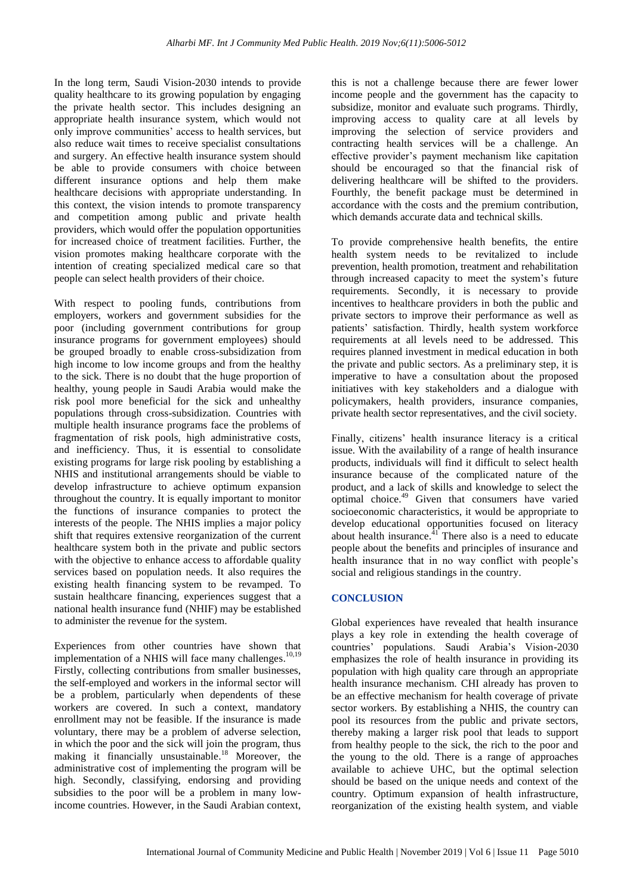In the long term, Saudi Vision-2030 intends to provide quality healthcare to its growing population by engaging the private health sector. This includes designing an appropriate health insurance system, which would not only improve communities' access to health services, but also reduce wait times to receive specialist consultations and surgery. An effective health insurance system should be able to provide consumers with choice between different insurance options and help them make healthcare decisions with appropriate understanding. In this context, the vision intends to promote transparency and competition among public and private health providers, which would offer the population opportunities for increased choice of treatment facilities. Further, the vision promotes making healthcare corporate with the intention of creating specialized medical care so that people can select health providers of their choice.

With respect to pooling funds, contributions from employers, workers and government subsidies for the poor (including government contributions for group insurance programs for government employees) should be grouped broadly to enable cross-subsidization from high income to low income groups and from the healthy to the sick. There is no doubt that the huge proportion of healthy, young people in Saudi Arabia would make the risk pool more beneficial for the sick and unhealthy populations through cross-subsidization. Countries with multiple health insurance programs face the problems of fragmentation of risk pools, high administrative costs, and inefficiency. Thus, it is essential to consolidate existing programs for large risk pooling by establishing a NHIS and institutional arrangements should be viable to develop infrastructure to achieve optimum expansion throughout the country. It is equally important to monitor the functions of insurance companies to protect the interests of the people. The NHIS implies a major policy shift that requires extensive reorganization of the current healthcare system both in the private and public sectors with the objective to enhance access to affordable quality services based on population needs. It also requires the existing health financing system to be revamped. To sustain healthcare financing, experiences suggest that a national health insurance fund (NHIF) may be established to administer the revenue for the system.

Experiences from other countries have shown that implementation of a NHIS will face many challenges.[10,19] Firstly, collecting contributions from smaller businesses, the self-employed and workers in the informal sector will be a problem, particularly when dependents of these workers are covered. In such a context, mandatory enrollment may not be feasible. If the insurance is made voluntary, there may be a problem of adverse selection, in which the poor and the sick will join the program, thus making it financially unsustainable.[18] Moreover, the administrative cost of implementing the program will be high. Secondly, classifying, endorsing and providing subsidies to the poor will be a problem in many low-income countries. However, in the Saudi Arabian context, this is not a challenge because there are fewer lower income people and the government has the capacity to subsidize, monitor and evaluate such programs. Thirdly, improving access to quality care at all levels by improving the selection of service providers and contracting health services will be a challenge. An effective provider's payment mechanism like capitation should be encouraged so that the financial risk of delivering healthcare will be shifted to the providers. Fourthly, the benefit package must be determined in accordance with the costs and the premium contribution, which demands accurate data and technical skills.

To provide comprehensive health benefits, the entire health system needs to be revitalized to include prevention, health promotion, treatment and rehabilitation through increased capacity to meet the system's future requirements. Secondly, it is necessary to provide incentives to healthcare providers in both the public and private sectors to improve their performance as well as patients' satisfaction. Thirdly, health system workforce requirements at all levels need to be addressed. This requires planned investment in medical education in both the private and public sectors. As a preliminary step, it is imperative to have a consultation about the proposed initiatives with key stakeholders and a dialogue with policymakers, health providers, insurance companies, private health sector representatives, and the civil society.

Finally, citizens' health insurance literacy is a critical issue. With the availability of a range of health insurance products, individuals will find it difficult to select health insurance because of the complicated nature of the product, and a lack of skills and knowledge to select the optimal choice.[49] Given that consumers have varied socioeconomic characteristics, it would be appropriate to develop educational opportunities focused on literacy about health insurance.[41] There also is a need to educate people about the benefits and principles of insurance and health insurance that in no way conflict with people's social and religious standings in the country.

## CONCLUSION

Global experiences have revealed that health insurance plays a key role in extending the health coverage of countries' populations. Saudi Arabia's Vision-2030 emphasizes the role of health insurance in providing its population with high quality care through an appropriate health insurance mechanism. CHI already has proven to be an effective mechanism for health coverage of private sector workers. By establishing a NHIS, the country can pool its resources from the public and private sectors, thereby making a larger risk pool that leads to support from healthy people to the sick, the rich to the poor and the young to the old. There is a range of approaches available to achieve UHC, but the optimal selection should be based on the unique needs and context of the country. Optimum expansion of health infrastructure, reorganization of the existing health system, and viable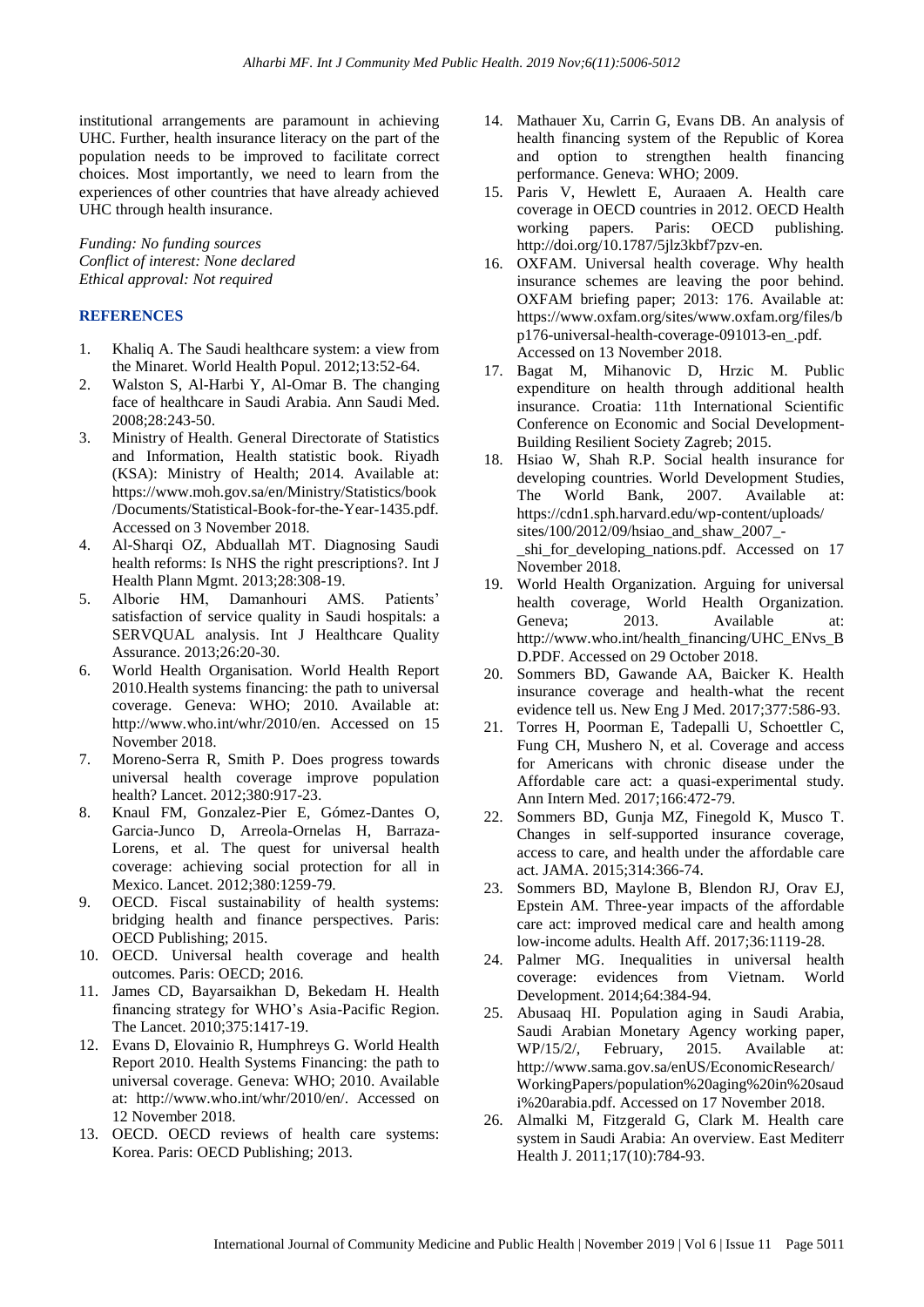institutional arrangements are paramount in achieving UHC. Further, health insurance literacy on the part of the population needs to be improved to facilitate correct choices. Most importantly, we need to learn from the experiences of other countries that have already achieved UHC through health insurance.

*Funding: No funding sources*
*Conflict of interest: None declared*
*Ethical approval: Not required*

## REFERENCES

1. Khaliq A. The Saudi healthcare system: a view from the Minaret. World Health Popul. 2012;13:52-64.
2. Walston S, Al-Harbi Y, Al-Omar B. The changing face of healthcare in Saudi Arabia. Ann Saudi Med. 2008;28:243-50.
3. Ministry of Health. General Directorate of Statistics and Information, Health statistic book. Riyadh (KSA): Ministry of Health; 2014. Available at: https://www.moh.gov.sa/en/Ministry/Statistics/book/Documents/Statistical-Book-for-the-Year-1435.pdf. Accessed on 3 November 2018.
4. Al-Sharqi OZ, Abduallah MT. Diagnosing Saudi health reforms: Is NHS the right prescriptions?. Int J Health Plann Mgmt. 2013;28:308-19.
5. Alborie HM, Damanhouri AMS. Patients' satisfaction of service quality in Saudi hospitals: a SERVQUAL analysis. Int J Healthcare Quality Assurance. 2013;26:20-30.
6. World Health Organisation. World Health Report 2010.Health systems financing: the path to universal coverage. Geneva: WHO; 2010. Available at: http://www.who.int/whr/2010/en. Accessed on 15 November 2018.
7. Moreno-Serra R, Smith P. Does progress towards universal health coverage improve population health? Lancet. 2012;380:917-23.
8. Knaul FM, Gonzalez-Pier E, Gómez-Dantes O, Garcia-Junco D, Arreola-Ornelas H, Barraza-Lorens, et al. The quest for universal health coverage: achieving social protection for all in Mexico. Lancet. 2012;380:1259-79.
9. OECD. Fiscal sustainability of health systems: bridging health and finance perspectives. Paris: OECD Publishing; 2015.
10. OECD. Universal health coverage and health outcomes. Paris: OECD; 2016.
11. James CD, Bayarsaikhan D, Bekedam H. Health financing strategy for WHO's Asia-Pacific Region. The Lancet. 2010;375:1417-19.
12. Evans D, Elovainio R, Humphreys G. World Health Report 2010. Health Systems Financing: the path to universal coverage. Geneva: WHO; 2010. Available at: http://www.who.int/whr/2010/en/. Accessed on 12 November 2018.
13. OECD. OECD reviews of health care systems: Korea. Paris: OECD Publishing; 2013.
14. Mathauer Xu, Carrin G, Evans DB. An analysis of health financing system of the Republic of Korea and option to strengthen health financing performance. Geneva: WHO; 2009.
15. Paris V, Hewlett E, Auraaen A. Health care coverage in OECD countries in 2012. OECD Health working papers. Paris: OECD publishing. http://doi.org/10.1787/5jlz3kbf7pzv-en.
16. OXFAM. Universal health coverage. Why health insurance schemes are leaving the poor behind. OXFAM briefing paper; 2013: 176. Available at: https://www.oxfam.org/sites/www.oxfam.org/files/bp176-universal-health-coverage-091013-en_.pdf. Accessed on 13 November 2018.
17. Bagat M, Mihanovic D, Hrzic M. Public expenditure on health through additional health insurance. Croatia: 11th International Scientific Conference on Economic and Social Development-Building Resilient Society Zagreb; 2015.
18. Hsiao W, Shah R.P. Social health insurance for developing countries. World Development Studies, The World Bank, 2007. Available at: https://cdn1.sph.harvard.edu/wp-content/uploads/sites/100/2012/09/hsiao_and_shaw_2007_-_shi_for_developing_nations.pdf. Accessed on 17 November 2018.
19. World Health Organization. Arguing for universal health coverage, World Health Organization. Geneva; 2013. Available at: http://www.who.int/health_financing/UHC_ENvs_BD.PDF. Accessed on 29 October 2018.
20. Sommers BD, Gawande AA, Baicker K. Health insurance coverage and health-what the recent evidence tell us. New Eng J Med. 2017;377:586-93.
21. Torres H, Poorman E, Tadepalli U, Schoettler C, Fung CH, Mushero N, et al. Coverage and access for Americans with chronic disease under the Affordable care act: a quasi-experimental study. Ann Intern Med. 2017;166:472-79.
22. Sommers BD, Gunja MZ, Finegold K, Musco T. Changes in self-supported insurance coverage, access to care, and health under the affordable care act. JAMA. 2015;314:366-74.
23. Sommers BD, Maylone B, Blendon RJ, Orav EJ, Epstein AM. Three-year impacts of the affordable care act: improved medical care and health among low-income adults. Health Aff. 2017;36:1119-28.
24. Palmer MG. Inequalities in universal health coverage: evidences from Vietnam. World Development. 2014;64:384-94.
25. Abusaaq HI. Population aging in Saudi Arabia, Saudi Arabian Monetary Agency working paper, WP/15/2/, February, 2015. Available at: http://www.sama.gov.sa/enUS/EconomicResearch/WorkingPapers/population%20aging%20in%20saudi%20arabia.pdf. Accessed on 17 November 2018.
26. Almalki M, Fitzgerald G, Clark M. Health care system in Saudi Arabia: An overview. East Mediterr Health J. 2011;17(10):784-93.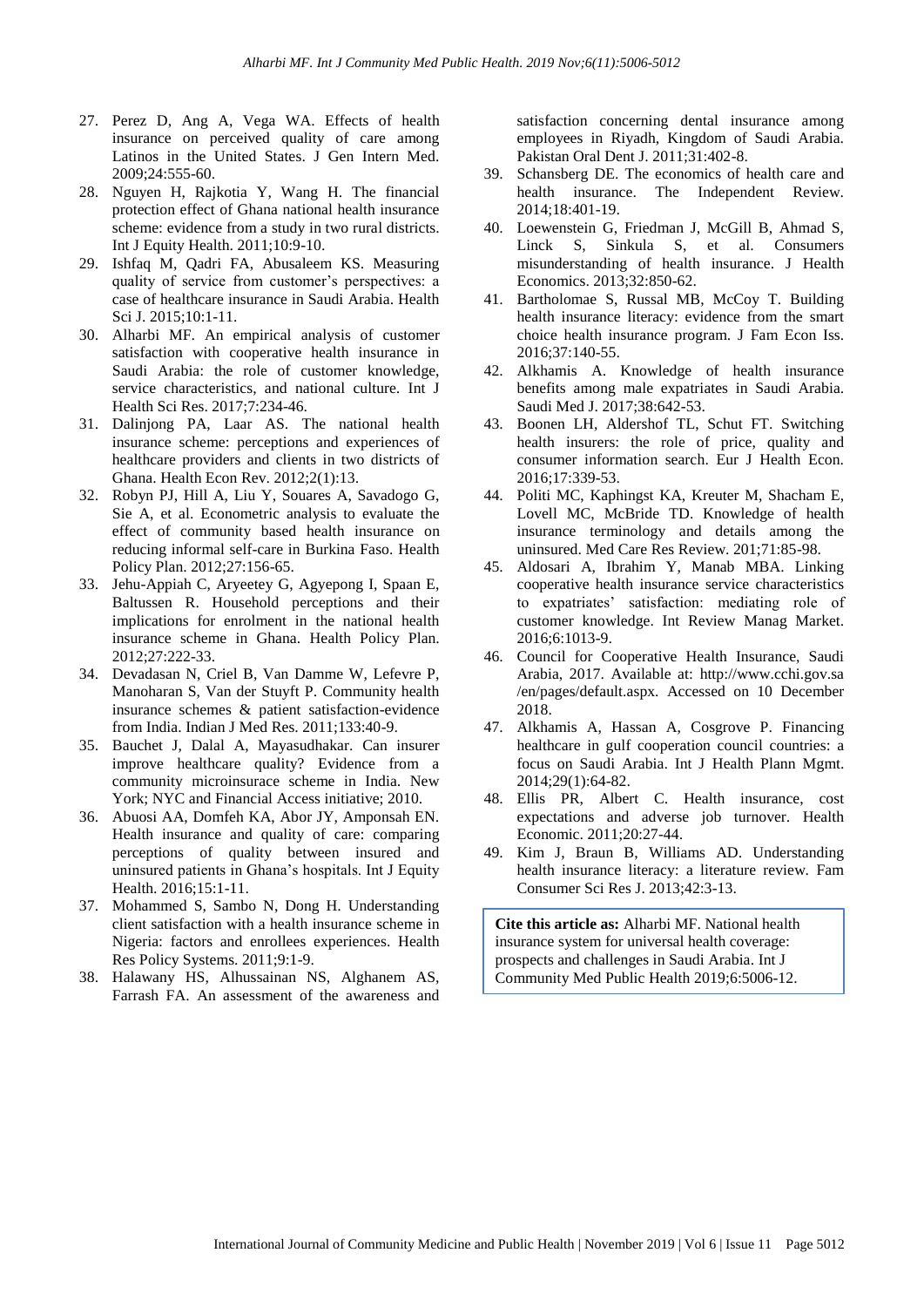27. Perez D, Ang A, Vega WA. Effects of health insurance on perceived quality of care among Latinos in the United States. J Gen Intern Med. 2009;24:555-60.
28. Nguyen H, Rajkotia Y, Wang H. The financial protection effect of Ghana national health insurance scheme: evidence from a study in two rural districts. Int J Equity Health. 2011;10:9-10.
29. Ishfaq M, Qadri FA, Abusaleem KS. Measuring quality of service from customer's perspectives: a case of healthcare insurance in Saudi Arabia. Health Sci J. 2015;10:1-11.
30. Alharbi MF. An empirical analysis of customer satisfaction with cooperative health insurance in Saudi Arabia: the role of customer knowledge, service characteristics, and national culture. Int J Health Sci Res. 2017;7:234-46.
31. Dalinjong PA, Laar AS. The national health insurance scheme: perceptions and experiences of healthcare providers and clients in two districts of Ghana. Health Econ Rev. 2012;2(1):13.
32. Robyn PJ, Hill A, Liu Y, Souares A, Savadogo G, Sie A, et al. Econometric analysis to evaluate the effect of community based health insurance on reducing informal self-care in Burkina Faso. Health Policy Plan. 2012;27:156-65.
33. Jehu-Appiah C, Aryeetey G, Agyepong I, Spaan E, Baltussen R. Household perceptions and their implications for enrolment in the national health insurance scheme in Ghana. Health Policy Plan. 2012;27:222-33.
34. Devadasan N, Criel B, Van Damme W, Lefevre P, Manoharan S, Van der Stuyft P. Community health insurance schemes & patient satisfaction-evidence from India. Indian J Med Res. 2011;133:40-9.
35. Bauchet J, Dalal A, Mayasudhakar. Can insurer improve healthcare quality? Evidence from a community microinsurance scheme in India. New York; NYC and Financial Access initiative; 2010.
36. Abuosi AA, Domfeh KA, Abor JY, Amponsah EN. Health insurance and quality of care: comparing perceptions of quality between insured and uninsured patients in Ghana's hospitals. Int J Equity Health. 2016;15:1-11.
37. Mohammed S, Sambo N, Dong H. Understanding client satisfaction with a health insurance scheme in Nigeria: factors and enrollees experiences. Health Res Policy Systems. 2011;9:1-9.
38. Halawany HS, Alhussainan NS, Alghanem AS, Farrash FA. An assessment of the awareness and satisfaction concerning dental insurance among employees in Riyadh, Kingdom of Saudi Arabia. Pakistan Oral Dent J. 2011;31:402-8.
39. Schansberg DE. The economics of health care and health insurance. The Independent Review. 2014;18:401-19.
40. Loewenstein G, Friedman J, McGill B, Ahmad S, Linck S, Sinkula S, et al. Consumers misunderstanding of health insurance. J Health Economics. 2013;32:850-62.
41. Bartholomae S, Russal MB, McCoy T. Building health insurance literacy: evidence from the smart choice health insurance program. J Fam Econ Iss. 2016;37:140-55.
42. Alkhamis A. Knowledge of health insurance benefits among male expatriates in Saudi Arabia. Saudi Med J. 2017;38:642-53.
43. Boonen LH, Aldershof TL, Schut FT. Switching health insurers: the role of price, quality and consumer information search. Eur J Health Econ. 2016;17:339-53.
44. Politi MC, Kaphingst KA, Kreuter M, Shacham E, Lovell MC, McBride TD. Knowledge of health insurance terminology and details among the uninsured. Med Care Res Review. 201;71:85-98.
45. Aldosari A, Ibrahim Y, Manab MBA. Linking cooperative health insurance service characteristics to expatriates' satisfaction: mediating role of customer knowledge. Int Review Manag Market. 2016;6:1013-9.
46. Council for Cooperative Health Insurance, Saudi Arabia, 2017. Available at: http://www.cchi.gov.sa/en/pages/default.aspx. Accessed on 10 December 2018.
47. Alkhamis A, Hassan A, Cosgrove P. Financing healthcare in gulf cooperation council countries: a focus on Saudi Arabia. Int J Health Plann Mgmt. 2014;29(1):64-82.
48. Ellis PR, Albert C. Health insurance, cost expectations and adverse job turnover. Health Economic. 2011;20:27-44.
49. Kim J, Braun B, Williams AD. Understanding health insurance literacy: a literature review. Fam Consumer Sci Res J. 2013;42:3-13.

**Cite this article as:** Alharbi MF. National health insurance system for universal health coverage: prospects and challenges in Saudi Arabia. Int J Community Med Public Health 2019;6:5006-12.